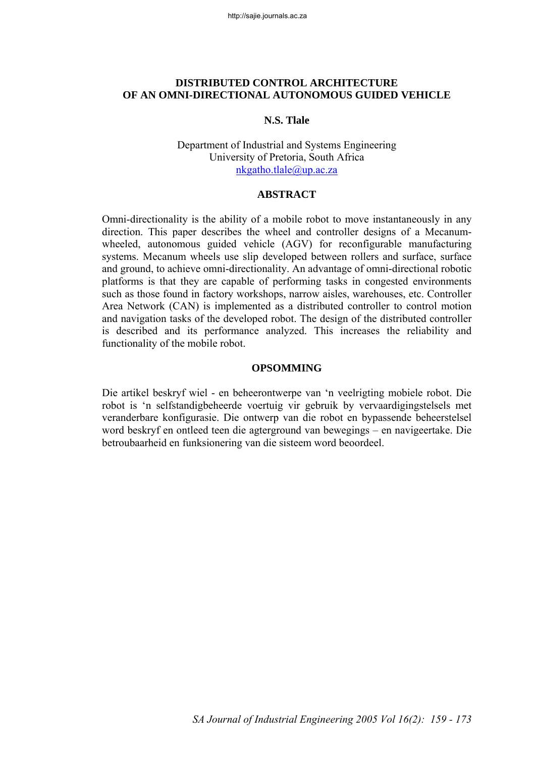# DISTRIBUTED CONTROL ARCHITECTURE OF AN OMNI-DIRECTIONAL AUTONOMOUS GUIDED VEHICLE

**N.S. Tlale**

Department of Industrial and Systems Engineering
University of Pretoria, South Africa
nkgatho.tlale@up.ac.za

## ABSTRACT

Omni-directionality is the ability of a mobile robot to move instantaneously in any direction. This paper describes the wheel and controller designs of a Mecanum-wheeled, autonomous guided vehicle (AGV) for reconfigurable manufacturing systems. Mecanum wheels use slip developed between rollers and surface, surface and ground, to achieve omni-directionality. An advantage of omni-directional robotic platforms is that they are capable of performing tasks in congested environments such as those found in factory workshops, narrow aisles, warehouses, etc. Controller Area Network (CAN) is implemented as a distributed controller to control motion and navigation tasks of the developed robot. The design of the distributed controller is described and its performance analyzed. This increases the reliability and functionality of the mobile robot.

## OPSOMMING

Die artikel beskryf wiel - en beheerontwerpe van 'n veelrigting mobiele robot. Die robot is 'n selfstandigbeheerde voertuig vir gebruik by vervaardigingstelsels met veranderbare konfigurasie. Die ontwerp van die robot en bypassende beheerstelsel word beskryf en ontleed teen die agterground van bewegings – en navigeertake. Die betroubaarheid en funksionering van die sisteem word beoordeel.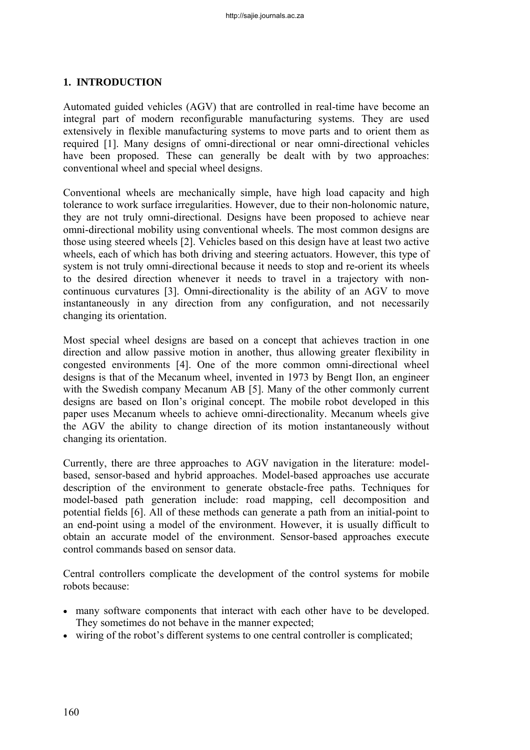## 1. INTRODUCTION

Automated guided vehicles (AGV) that are controlled in real-time have become an integral part of modern reconfigurable manufacturing systems. They are used extensively in flexible manufacturing systems to move parts and to orient them as required [1]. Many designs of omni-directional or near omni-directional vehicles have been proposed. These can generally be dealt with by two approaches: conventional wheel and special wheel designs.

Conventional wheels are mechanically simple, have high load capacity and high tolerance to work surface irregularities. However, due to their non-holonomic nature, they are not truly omni-directional. Designs have been proposed to achieve near omni-directional mobility using conventional wheels. The most common designs are those using steered wheels [2]. Vehicles based on this design have at least two active wheels, each of which has both driving and steering actuators. However, this type of system is not truly omni-directional because it needs to stop and re-orient its wheels to the desired direction whenever it needs to travel in a trajectory with non-continuous curvatures [3]. Omni-directionality is the ability of an AGV to move instantaneously in any direction from any configuration, and not necessarily changing its orientation.

Most special wheel designs are based on a concept that achieves traction in one direction and allow passive motion in another, thus allowing greater flexibility in congested environments [4]. One of the more common omni-directional wheel designs is that of the Mecanum wheel, invented in 1973 by Bengt Ilon, an engineer with the Swedish company Mecanum AB [5]. Many of the other commonly current designs are based on Ilon's original concept. The mobile robot developed in this paper uses Mecanum wheels to achieve omni-directionality. Mecanum wheels give the AGV the ability to change direction of its motion instantaneously without changing its orientation.

Currently, there are three approaches to AGV navigation in the literature: model-based, sensor-based and hybrid approaches. Model-based approaches use accurate description of the environment to generate obstacle-free paths. Techniques for model-based path generation include: road mapping, cell decomposition and potential fields [6]. All of these methods can generate a path from an initial-point to an end-point using a model of the environment. However, it is usually difficult to obtain an accurate model of the environment. Sensor-based approaches execute control commands based on sensor data.

Central controllers complicate the development of the control systems for mobile robots because:

- many software components that interact with each other have to be developed. They sometimes do not behave in the manner expected;
- wiring of the robot's different systems to one central controller is complicated;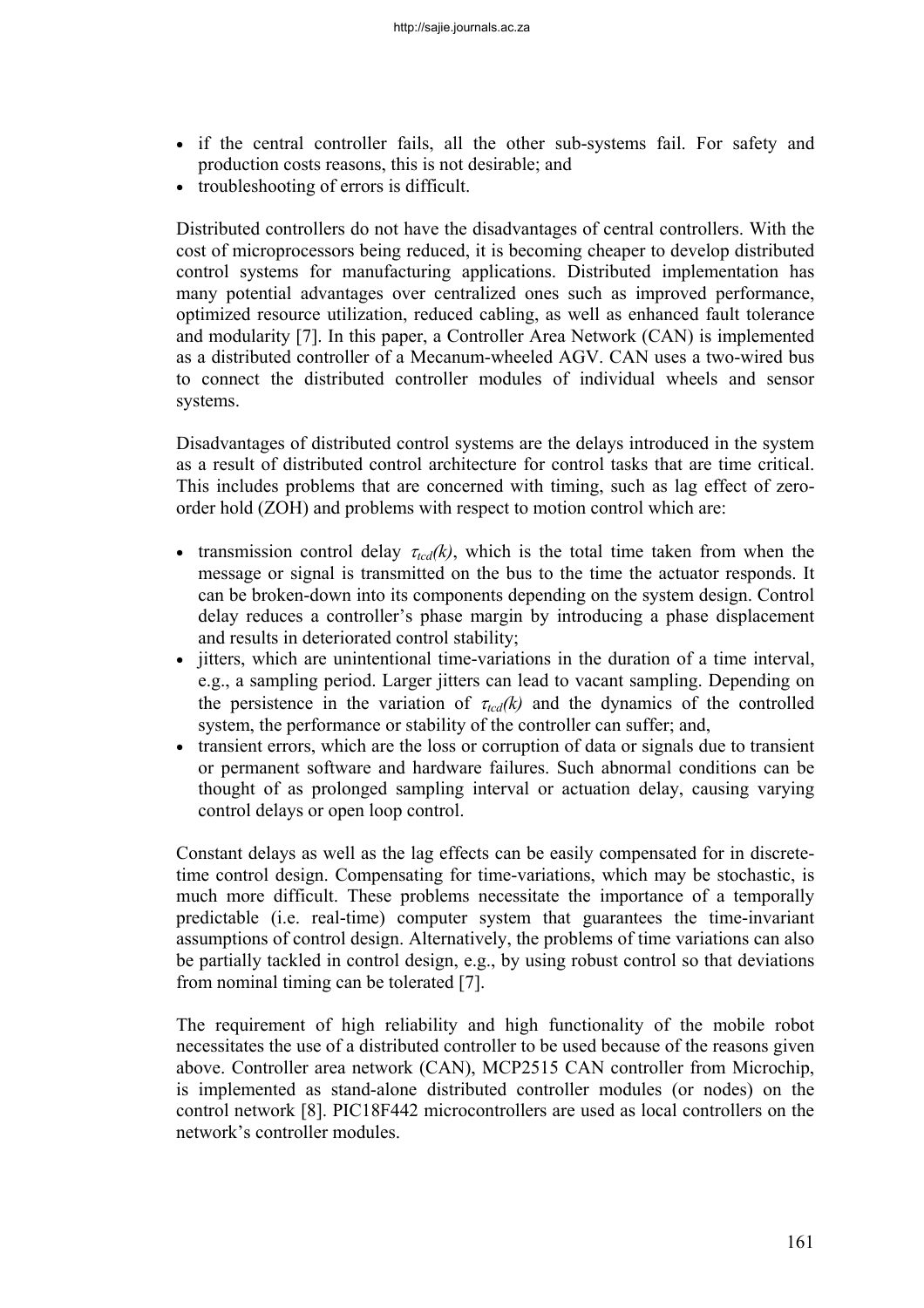- if the central controller fails, all the other sub-systems fail. For safety and production costs reasons, this is not desirable; and
- troubleshooting of errors is difficult.

Distributed controllers do not have the disadvantages of central controllers. With the cost of microprocessors being reduced, it is becoming cheaper to develop distributed control systems for manufacturing applications. Distributed implementation has many potential advantages over centralized ones such as improved performance, optimized resource utilization, reduced cabling, as well as enhanced fault tolerance and modularity [7]. In this paper, a Controller Area Network (CAN) is implemented as a distributed controller of a Mecanum-wheeled AGV. CAN uses a two-wired bus to connect the distributed controller modules of individual wheels and sensor systems.

Disadvantages of distributed control systems are the delays introduced in the system as a result of distributed control architecture for control tasks that are time critical. This includes problems that are concerned with timing, such as lag effect of zero-order hold (ZOH) and problems with respect to motion control which are:

- transmission control delay $\tau_{tcd}(k)$, which is the total time taken from when the message or signal is transmitted on the bus to the time the actuator responds. It can be broken-down into its components depending on the system design. Control delay reduces a controller's phase margin by introducing a phase displacement and results in deteriorated control stability;
- jitters, which are unintentional time-variations in the duration of a time interval, e.g., a sampling period. Larger jitters can lead to vacant sampling. Depending on the persistence in the variation of $\tau_{tcd}(k)$ and the dynamics of the controlled system, the performance or stability of the controller can suffer; and,
- transient errors, which are the loss or corruption of data or signals due to transient or permanent software and hardware failures. Such abnormal conditions can be thought of as prolonged sampling interval or actuation delay, causing varying control delays or open loop control.

Constant delays as well as the lag effects can be easily compensated for in discrete-time control design. Compensating for time-variations, which may be stochastic, is much more difficult. These problems necessitate the importance of a temporally predictable (i.e. real-time) computer system that guarantees the time-invariant assumptions of control design. Alternatively, the problems of time variations can also be partially tackled in control design, e.g., by using robust control so that deviations from nominal timing can be tolerated [7].

The requirement of high reliability and high functionality of the mobile robot necessitates the use of a distributed controller to be used because of the reasons given above. Controller area network (CAN), MCP2515 CAN controller from Microchip, is implemented as stand-alone distributed controller modules (or nodes) on the control network [8]. PIC18F442 microcontrollers are used as local controllers on the network's controller modules.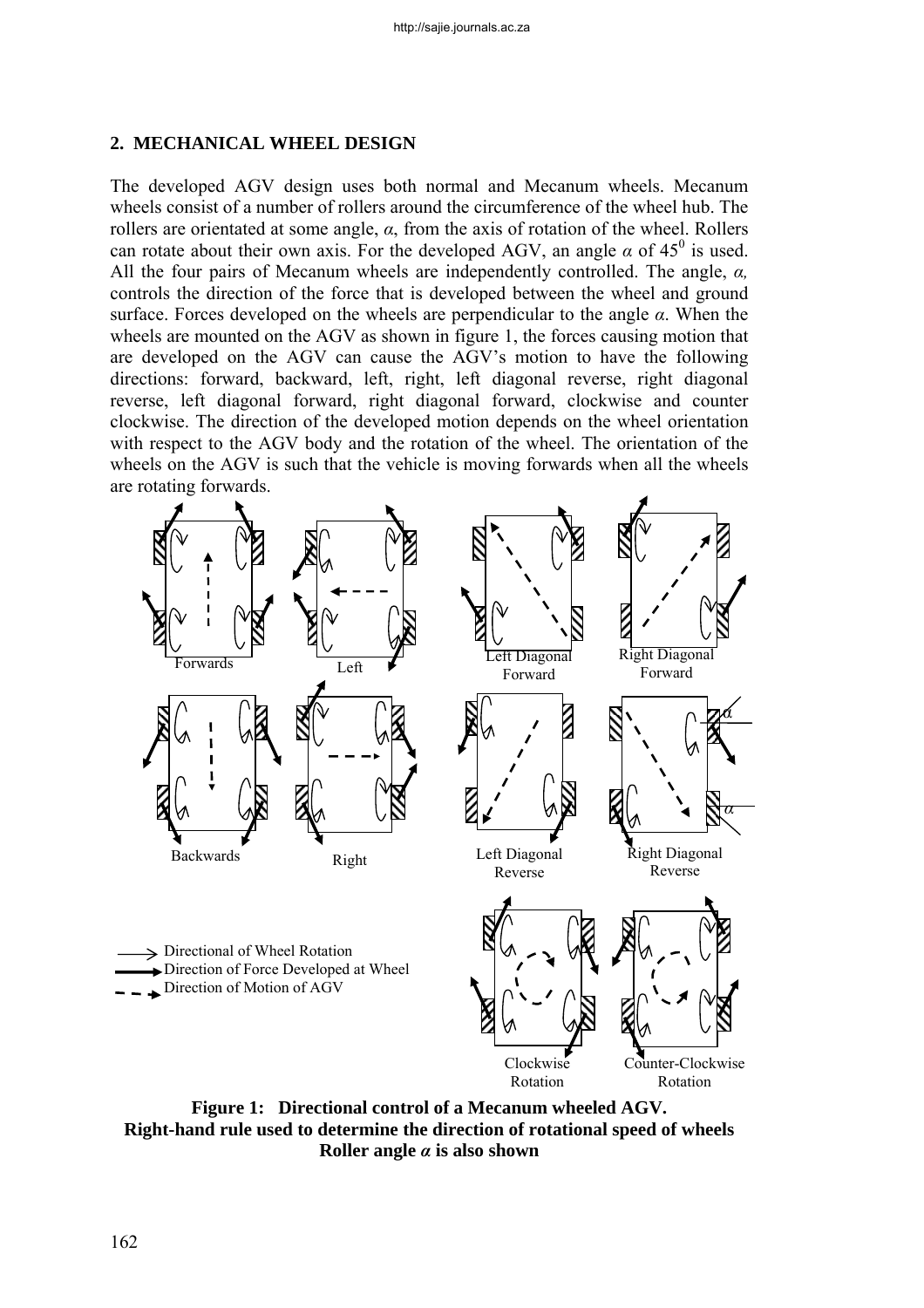## 2. MECHANICAL WHEEL DESIGN

The developed AGV design uses both normal and Mecanum wheels. Mecanum wheels consist of a number of rollers around the circumference of the wheel hub. The rollers are orientated at some angle, $\alpha$, from the axis of rotation of the wheel. Rollers can rotate about their own axis. For the developed AGV, an angle $\alpha$ of $45^0$ is used. All the four pairs of Mecanum wheels are independently controlled. The angle, $\alpha$, controls the direction of the force that is developed between the wheel and ground surface. Forces developed on the wheels are perpendicular to the angle $\alpha$. When the wheels are mounted on the AGV as shown in figure 1, the forces causing motion that are developed on the AGV can cause the AGV's motion to have the following directions: forward, backward, left, right, left diagonal reverse, right diagonal reverse, left diagonal forward, right diagonal forward, clockwise and counter clockwise. The direction of the developed motion depends on the wheel orientation with respect to the AGV body and the rotation of the wheel. The orientation of the wheels on the AGV is such that the vehicle is moving forwards when all the wheels are rotating forwards.

**Figure 1: Directional control of a Mecanum wheeled AGV.**
**Right-hand rule used to determine the direction of rotational speed of wheels**
**Roller angle $\alpha$ is also shown**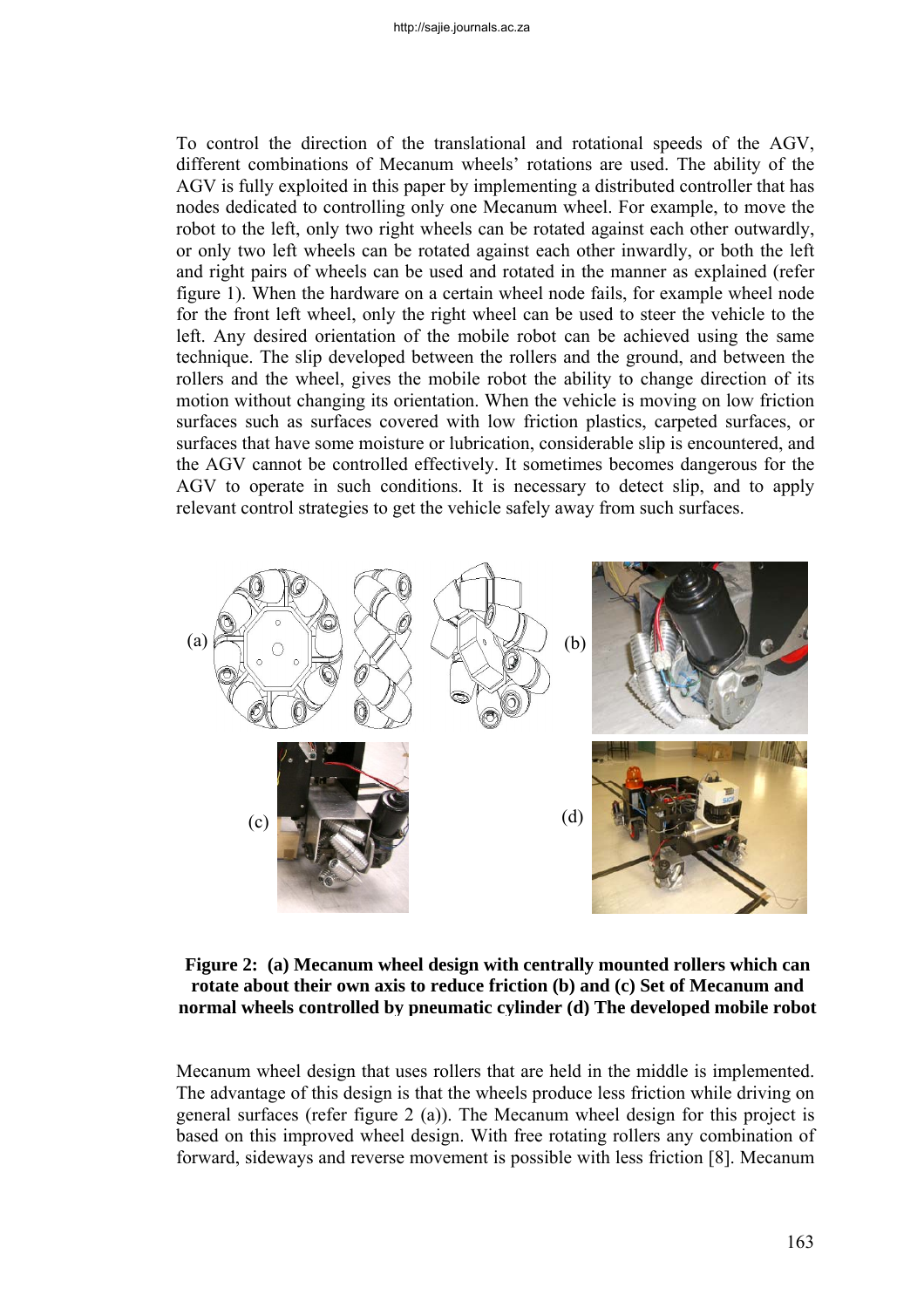To control the direction of the translational and rotational speeds of the AGV, different combinations of Mecanum wheels' rotations are used. The ability of the AGV is fully exploited in this paper by implementing a distributed controller that has nodes dedicated to controlling only one Mecanum wheel. For example, to move the robot to the left, only two right wheels can be rotated against each other outwardly, or only two left wheels can be rotated against each other inwardly, or both the left and right pairs of wheels can be used and rotated in the manner as explained (refer figure 1). When the hardware on a certain wheel node fails, for example wheel node for the front left wheel, only the right wheel can be used to steer the vehicle to the left. Any desired orientation of the mobile robot can be achieved using the same technique. The slip developed between the rollers and the ground, and between the rollers and the wheel, gives the mobile robot the ability to change direction of its motion without changing its orientation. When the vehicle is moving on low friction surfaces such as surfaces covered with low friction plastics, carpeted surfaces, or surfaces that have some moisture or lubrication, considerable slip is encountered, and the AGV cannot be controlled effectively. It sometimes becomes dangerous for the AGV to operate in such conditions. It is necessary to detect slip, and to apply relevant control strategies to get the vehicle safely away from such surfaces.

**Figure 2: (a) Mecanum wheel design with centrally mounted rollers which can rotate about their own axis to reduce friction (b) and (c) Set of Mecanum and normal wheels controlled by pneumatic cylinder (d) The developed mobile robot**

Mecanum wheel design that uses rollers that are held in the middle is implemented. The advantage of this design is that the wheels produce less friction while driving on general surfaces (refer figure 2 (a)). The Mecanum wheel design for this project is based on this improved wheel design. With free rotating rollers any combination of forward, sideways and reverse movement is possible with less friction [8]. Mecanum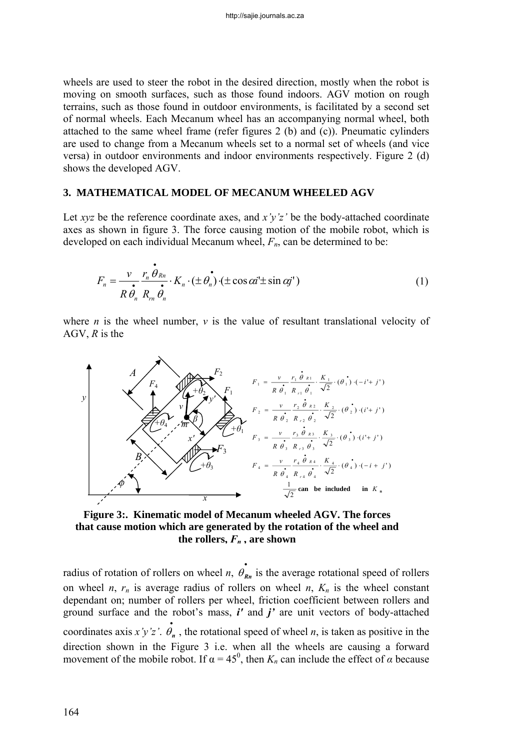wheels are used to steer the robot in the desired direction, mostly when the robot is moving on smooth surfaces, such as those found indoors. AGV motion on rough terrains, such as those found in outdoor environments, is facilitated by a second set of normal wheels. Each Mecanum wheel has an accompanying normal wheel, both attached to the same wheel frame (refer figures 2 (b) and (c)). Pneumatic cylinders are used to change from a Mecanum wheels set to a normal set of wheels (and vice versa) in outdoor environments and indoor environments respectively. Figure 2 (d) shows the developed AGV.

## 3. MATHEMATICAL MODEL OF MECANUM WHEELED AGV

Let *xyz* be the reference coordinate axes, and *x'y'z'* be the body-attached coordinate axes as shown in figure 3. The force causing motion of the mobile robot, which is developed on each individual Mecanum wheel, $F_n$, can be determined to be:

$$F_n = \frac{v}{R\dot{\theta}_n} \frac{r_n \dot{\theta}_{Rn}}{R_{rn}\dot{\theta}_n} \cdot K_n \cdot (\pm \dot{\theta}_n) \cdot (\pm \cos \alpha i' \pm \sin \alpha j') \tag{1}$$

where *n* is the wheel number, *v* is the value of resultant translational velocity of AGV, *R* is the

$$F_1 = \frac{v}{R\dot{\theta}_1} \frac{r_1 \dot{\theta}_{R1}}{R_{r1}\dot{\theta}_1} \cdot \frac{K_1}{\sqrt{2}} \cdot (\dot{\theta}_1) \cdot (-i' + j')$$

$$F_2 = \frac{v}{R\dot{\theta}_2} \frac{r_2 \dot{\theta}_{R2}}{R_{r2}\dot{\theta}_2} \cdot \frac{K_2}{\sqrt{2}} \cdot (\dot{\theta}_2) \cdot (i' + j')$$

$$F_3 = \frac{v}{R\dot{\theta}_3} \frac{r_3 \dot{\theta}_{R3}}{R_{r3}\dot{\theta}_3} \cdot \frac{K_3}{\sqrt{2}} \cdot (\dot{\theta}_3) \cdot (i' + j')$$

$$F_4 = \frac{v}{R\dot{\theta}_4} \frac{r_4 \dot{\theta}_{R4}}{R_{r4}\dot{\theta}_4} \cdot \frac{K_4}{\sqrt{2}} \cdot (\dot{\theta}_4) \cdot (-i + j')$$

$\frac{1}{\sqrt{2}}$ **can be included in** $K_n$

**Figure 3:. Kinematic model of Mecanum wheeled AGV. The forces that cause motion which are generated by the rotation of the wheel and the rollers, $F_n$ , are shown**

radius of rotation of rollers on wheel *n*, $\dot{\theta}_{Rn}$ is the average rotational speed of rollers on wheel *n*, $r_n$ is average radius of rollers on wheel *n*, $K_n$ is the wheel constant dependant on; number of rollers per wheel, friction coefficient between rollers and ground surface and the robot's mass, ***i'*** and ***j'*** are unit vectors of body-attached coordinates axis *x'y'z'*. $\dot{\theta}_n$ , the rotational speed of wheel *n*, is taken as positive in the direction shown in the Figure 3 i.e. when all the wheels are causing a forward movement of the mobile robot. If $\alpha = 45^0$, then $K_n$ can include the effect of $\alpha$ because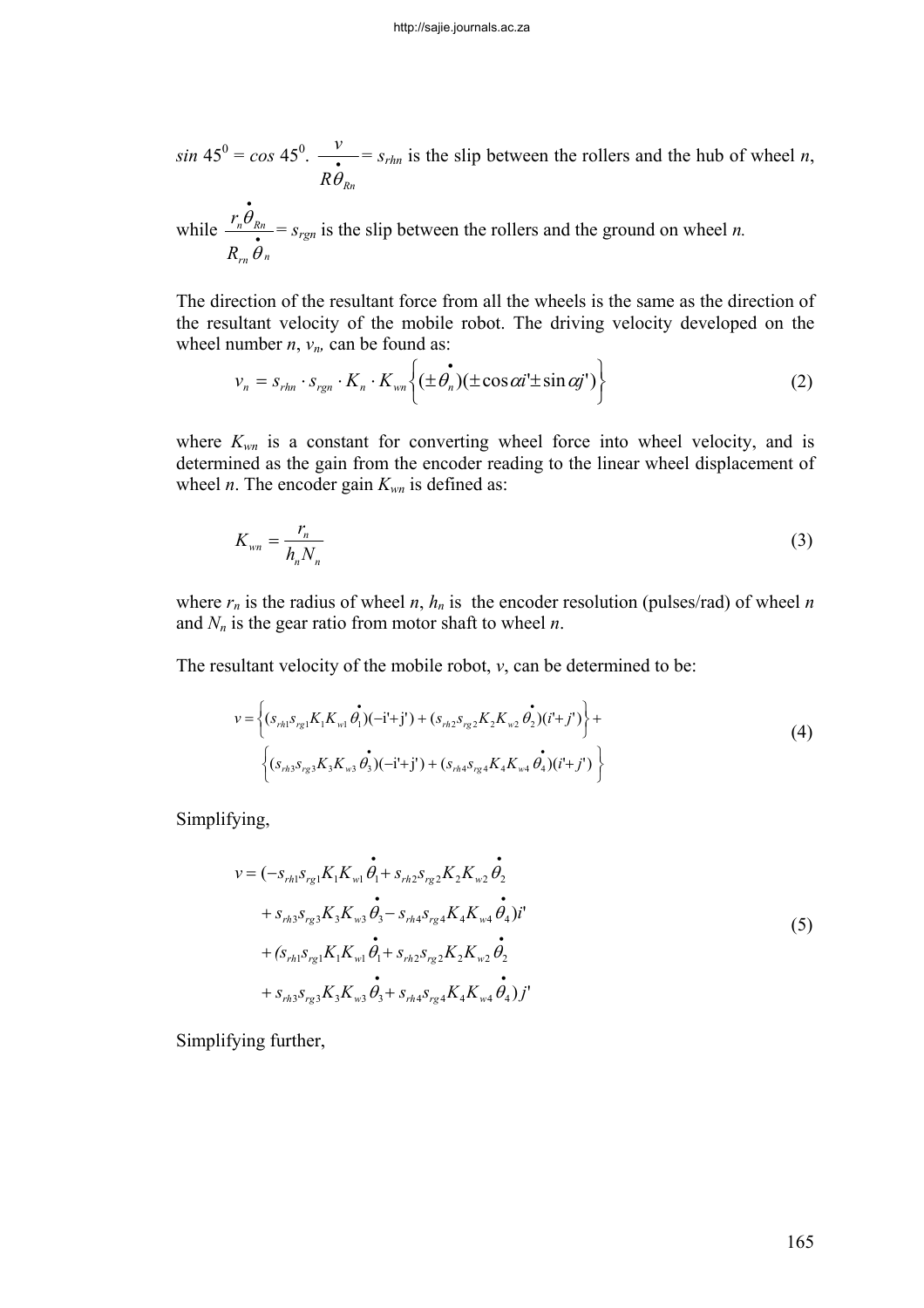$sin\ 45^0 = cos\ 45^0$. $\dfrac{v}{R\dot{\theta}_{Rn}} = s_{rhn}$ is the slip between the rollers and the hub of wheel $n$,

while $\dfrac{r_n\dot{\theta}_{Rn}}{R_{rn}\,\dot{\theta}_n} = s_{rgn}$ is the slip between the rollers and the ground on wheel $n$.

The direction of the resultant force from all the wheels is the same as the direction of the resultant velocity of the mobile robot. The driving velocity developed on the wheel number $n$, $v_n$, can be found as:

$$v_n = s_{rhn} \cdot s_{rgn} \cdot K_n \cdot K_{wn} \left\{ (\pm\dot{\theta}_n)(\pm\cos\alpha i' \pm \sin\alpha j') \right\} \tag{2}$$

where $K_{wn}$ is a constant for converting wheel force into wheel velocity, and is determined as the gain from the encoder reading to the linear wheel displacement of wheel $n$. The encoder gain $K_{wn}$ is defined as:

$$K_{wn} = \frac{r_n}{h_n N_n} \tag{3}$$

where $r_n$ is the radius of wheel $n$, $h_n$ is the encoder resolution (pulses/rad) of wheel $n$ and $N_n$ is the gear ratio from motor shaft to wheel $n$.

The resultant velocity of the mobile robot, $v$, can be determined to be:

$$\begin{aligned} v = &\left\{ (s_{rh1}s_{rg1}K_1K_{w1}\,\dot{\theta}_1)(-i'+j') + (s_{rh2}s_{rg2}K_2K_{w2}\,\dot{\theta}_2)(i'+j') \right\} + \\ &\left\{ (s_{rh3}s_{rg3}K_3K_{w3}\,\dot{\theta}_3)(-i'+j') + (s_{rh4}s_{rg4}K_4K_{w4}\,\dot{\theta}_4)(i'+j') \right\} \end{aligned} \tag{4}$$

Simplifying,

$$\begin{aligned} v = &(-s_{rh1}s_{rg1}K_1K_{w1}\,\dot{\theta}_1 + s_{rh2}s_{rg2}K_2K_{w2}\,\dot{\theta}_2 \\ &+ s_{rh3}s_{rg3}K_3K_{w3}\,\dot{\theta}_3 - s_{rh4}s_{rg4}K_4K_{w4}\,\dot{\theta}_4)i' \\ &+ (s_{rh1}s_{rg1}K_1K_{w1}\,\dot{\theta}_1 + s_{rh2}s_{rg2}K_2K_{w2}\,\dot{\theta}_2 \\ &+ s_{rh3}s_{rg3}K_3K_{w3}\,\dot{\theta}_3 + s_{rh4}s_{rg4}K_4K_{w4}\,\dot{\theta}_4)\,j' \end{aligned} \tag{5}$$

Simplifying further,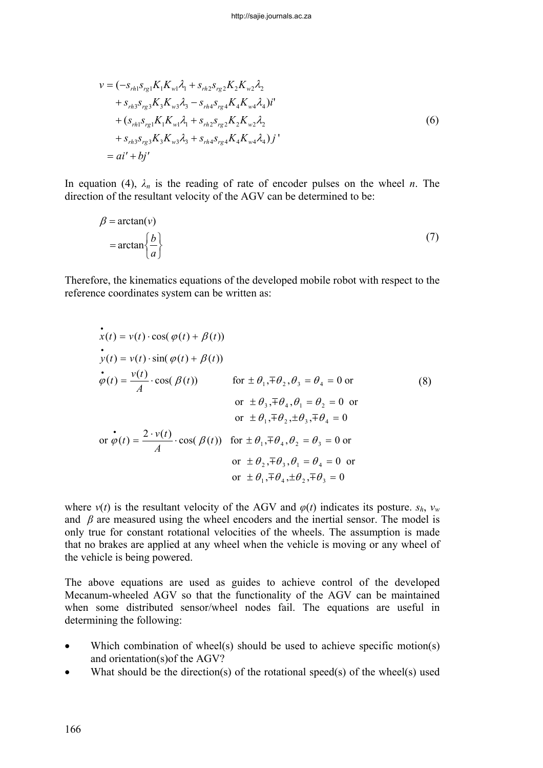$$
\begin{aligned}
v &= (-s_{rh1}s_{rg1}K_1K_{w1}\lambda_1 + s_{rh2}s_{rg2}K_2K_{w2}\lambda_2 \\
&\quad + s_{rh3}s_{rg3}K_3K_{w3}\lambda_3 - s_{rh4}s_{rg4}K_4K_{w4}\lambda_4)i' \\
&\quad + (s_{rh1}s_{rg1}K_1K_{w1}\lambda_1 + s_{rh2}s_{rg2}K_2K_{w2}\lambda_2 \\
&\quad + s_{rh3}s_{rg3}K_3K_{w3}\lambda_3 + s_{rh4}s_{rg4}K_4K_{w4}\lambda_4)j' \\
&= ai' + bj'
\end{aligned} \tag{6}
$$

In equation (4), $\lambda_n$ is the reading of rate of encoder pulses on the wheel $n$. The direction of the resultant velocity of the AGV can be determined to be:

$$
\begin{aligned}
\beta &= \arctan(v) \\
&= \arctan\left\{\frac{b}{a}\right\}
\end{aligned} \tag{7}
$$

Therefore, the kinematics equations of the developed mobile robot with respect to the reference coordinates system can be written as:

$$
\begin{aligned}
&\dot{x}(t) = v(t)\cdot\cos(\varphi(t) + \beta(t)) \\
&\dot{y}(t) = v(t)\cdot\sin(\varphi(t) + \beta(t)) \\
&\dot{\varphi}(t) = \frac{v(t)}{A}\cdot\cos(\beta(t)) \qquad \text{for } \pm\theta_1, \mp\theta_2, \theta_3 = \theta_4 = 0 \text{ or} \\
&\qquad\qquad\qquad\qquad\qquad\quad \text{or } \pm\theta_3, \mp\theta_4, \theta_1 = \theta_2 = 0 \text{ or} \\
&\qquad\qquad\qquad\qquad\qquad\quad \text{or } \pm\theta_1, \mp\theta_2, \pm\theta_3, \mp\theta_4 = 0 \\
&\text{or } \dot{\varphi}(t) = \frac{2\cdot v(t)}{A}\cdot\cos(\beta(t)) \quad \text{for } \pm\theta_1, \mp\theta_4, \theta_2 = \theta_3 = 0 \text{ or} \\
&\qquad\qquad\qquad\qquad\qquad\quad \text{or } \pm\theta_2, \mp\theta_3, \theta_1 = \theta_4 = 0 \text{ or} \\
&\qquad\qquad\qquad\qquad\qquad\quad \text{or } \pm\theta_1, \mp\theta_4, \pm\theta_2, \mp\theta_3 = 0
\end{aligned} \tag{8}
$$

where $v(t)$ is the resultant velocity of the AGV and $\varphi(t)$ indicates its posture. $s_h$, $v_w$ and $\beta$ are measured using the wheel encoders and the inertial sensor. The model is only true for constant rotational velocities of the wheels. The assumption is made that no brakes are applied at any wheel when the vehicle is moving or any wheel of the vehicle is being powered.

The above equations are used as guides to achieve control of the developed Mecanum-wheeled AGV so that the functionality of the AGV can be maintained when some distributed sensor/wheel nodes fail. The equations are useful in determining the following:

- Which combination of wheel(s) should be used to achieve specific motion(s) and orientation(s)of the AGV?
- What should be the direction(s) of the rotational speed(s) of the wheel(s) used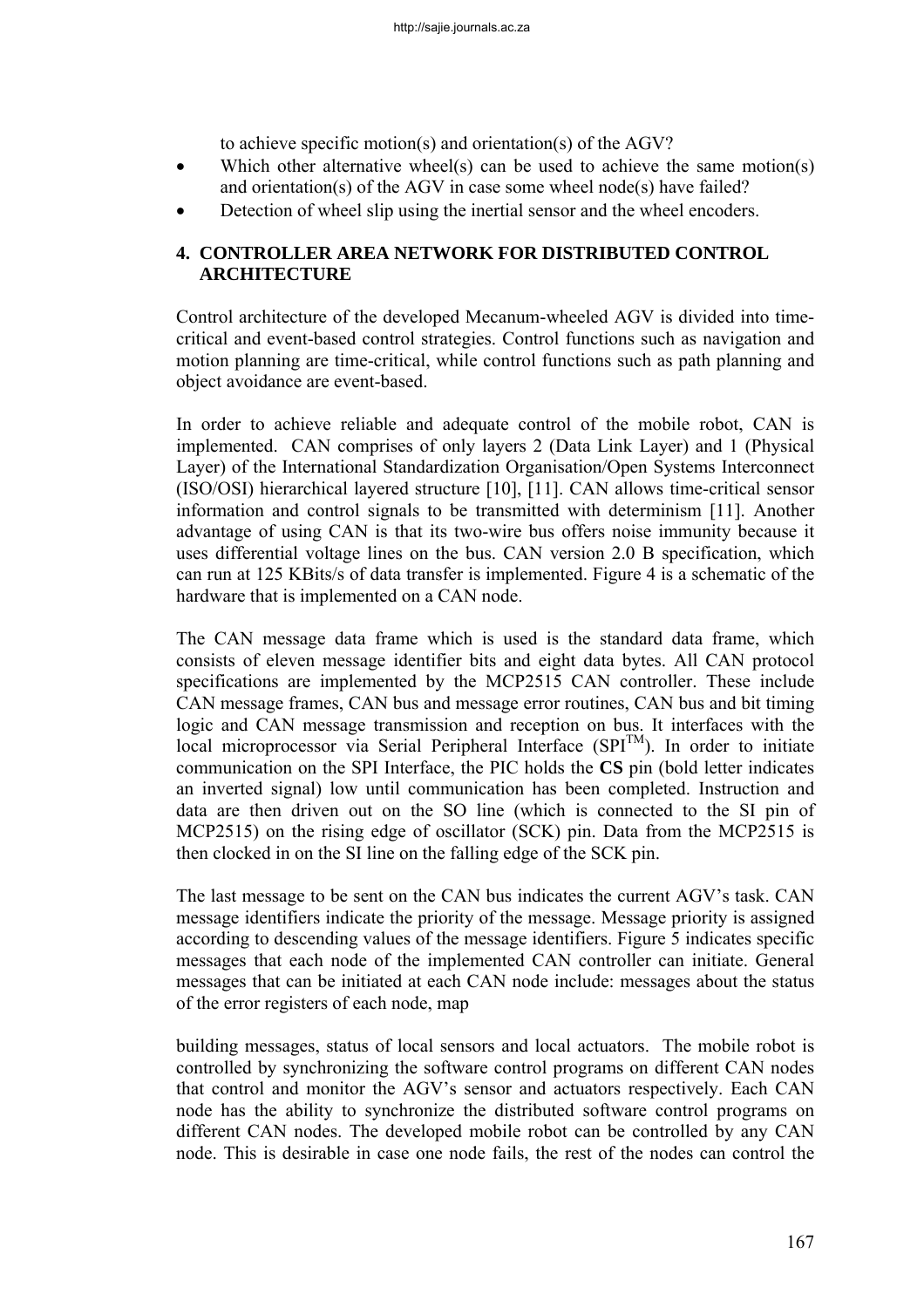to achieve specific motion(s) and orientation(s) of the AGV?

- Which other alternative wheel(s) can be used to achieve the same motion(s) and orientation(s) of the AGV in case some wheel node(s) have failed?
- Detection of wheel slip using the inertial sensor and the wheel encoders.

## 4. CONTROLLER AREA NETWORK FOR DISTRIBUTED CONTROL ARCHITECTURE

Control architecture of the developed Mecanum-wheeled AGV is divided into time-critical and event-based control strategies. Control functions such as navigation and motion planning are time-critical, while control functions such as path planning and object avoidance are event-based.

In order to achieve reliable and adequate control of the mobile robot, CAN is implemented. CAN comprises of only layers 2 (Data Link Layer) and 1 (Physical Layer) of the International Standardization Organisation/Open Systems Interconnect (ISO/OSI) hierarchical layered structure [10], [11]. CAN allows time-critical sensor information and control signals to be transmitted with determinism [11]. Another advantage of using CAN is that its two-wire bus offers noise immunity because it uses differential voltage lines on the bus. CAN version 2.0 B specification, which can run at 125 KBits/s of data transfer is implemented. Figure 4 is a schematic of the hardware that is implemented on a CAN node.

The CAN message data frame which is used is the standard data frame, which consists of eleven message identifier bits and eight data bytes. All CAN protocol specifications are implemented by the MCP2515 CAN controller. These include CAN message frames, CAN bus and message error routines, CAN bus and bit timing logic and CAN message transmission and reception on bus. It interfaces with the local microprocessor via Serial Peripheral Interface (SPI[TM]). In order to initiate communication on the SPI Interface, the PIC holds the **CS** pin (bold letter indicates an inverted signal) low until communication has been completed. Instruction and data are then driven out on the SO line (which is connected to the SI pin of MCP2515) on the rising edge of oscillator (SCK) pin. Data from the MCP2515 is then clocked in on the SI line on the falling edge of the SCK pin.

The last message to be sent on the CAN bus indicates the current AGV's task. CAN message identifiers indicate the priority of the message. Message priority is assigned according to descending values of the message identifiers. Figure 5 indicates specific messages that each node of the implemented CAN controller can initiate. General messages that can be initiated at each CAN node include: messages about the status of the error registers of each node, map

building messages, status of local sensors and local actuators. The mobile robot is controlled by synchronizing the software control programs on different CAN nodes that control and monitor the AGV's sensor and actuators respectively. Each CAN node has the ability to synchronize the distributed software control programs on different CAN nodes. The developed mobile robot can be controlled by any CAN node. This is desirable in case one node fails, the rest of the nodes can control the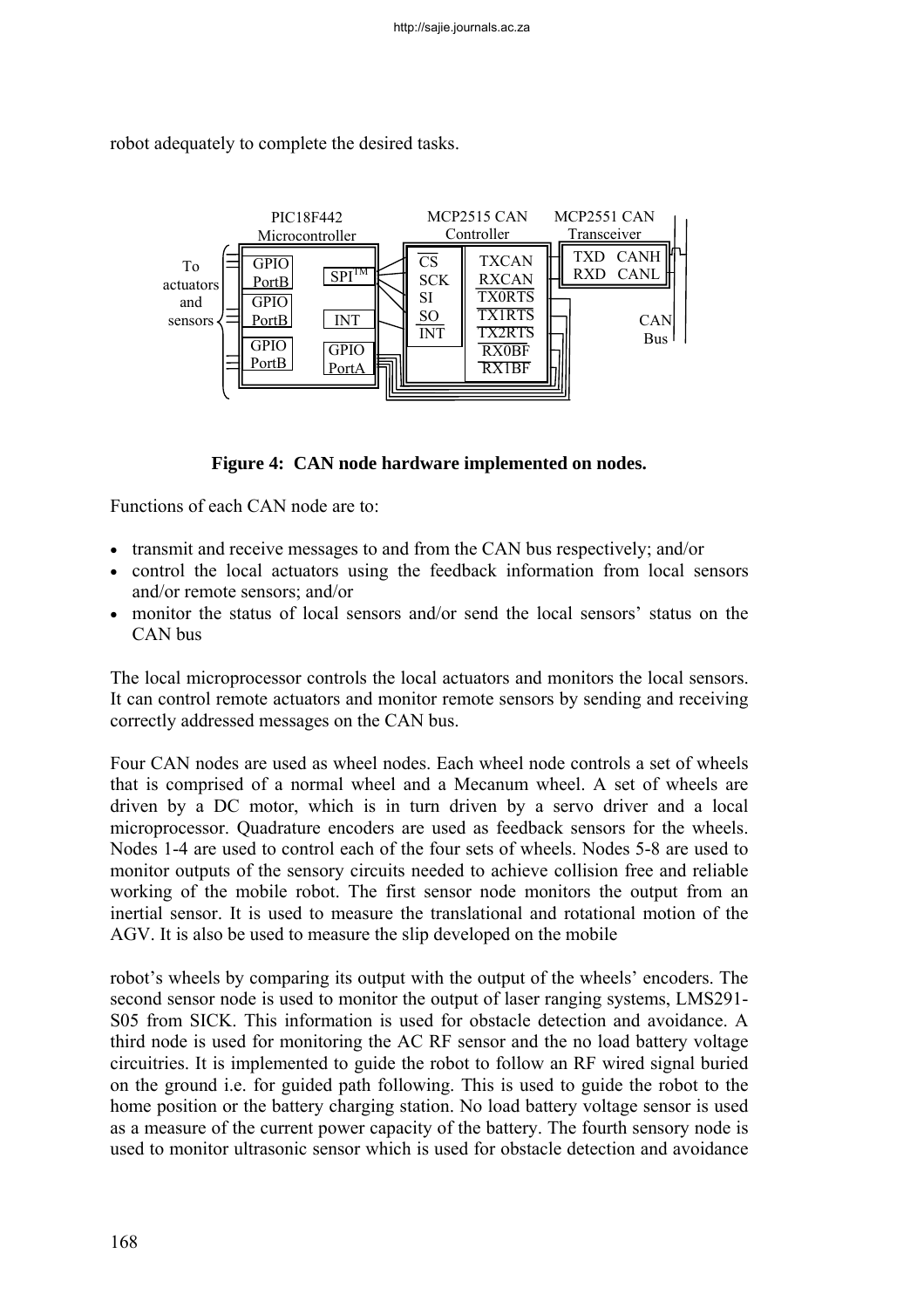robot adequately to complete the desired tasks.

**Figure 4: CAN node hardware implemented on nodes.**

Functions of each CAN node are to:

- transmit and receive messages to and from the CAN bus respectively; and/or
- control the local actuators using the feedback information from local sensors and/or remote sensors; and/or
- monitor the status of local sensors and/or send the local sensors' status on the CAN bus

The local microprocessor controls the local actuators and monitors the local sensors. It can control remote actuators and monitor remote sensors by sending and receiving correctly addressed messages on the CAN bus.

Four CAN nodes are used as wheel nodes. Each wheel node controls a set of wheels that is comprised of a normal wheel and a Mecanum wheel. A set of wheels are driven by a DC motor, which is in turn driven by a servo driver and a local microprocessor. Quadrature encoders are used as feedback sensors for the wheels. Nodes 1-4 are used to control each of the four sets of wheels. Nodes 5-8 are used to monitor outputs of the sensory circuits needed to achieve collision free and reliable working of the mobile robot. The first sensor node monitors the output from an inertial sensor. It is used to measure the translational and rotational motion of the AGV. It is also be used to measure the slip developed on the mobile

robot's wheels by comparing its output with the output of the wheels' encoders. The second sensor node is used to monitor the output of laser ranging systems, LMS291-S05 from SICK. This information is used for obstacle detection and avoidance. A third node is used for monitoring the AC RF sensor and the no load battery voltage circuitries. It is implemented to guide the robot to follow an RF wired signal buried on the ground i.e. for guided path following. This is used to guide the robot to the home position or the battery charging station. No load battery voltage sensor is used as a measure of the current power capacity of the battery. The fourth sensory node is used to monitor ultrasonic sensor which is used for obstacle detection and avoidance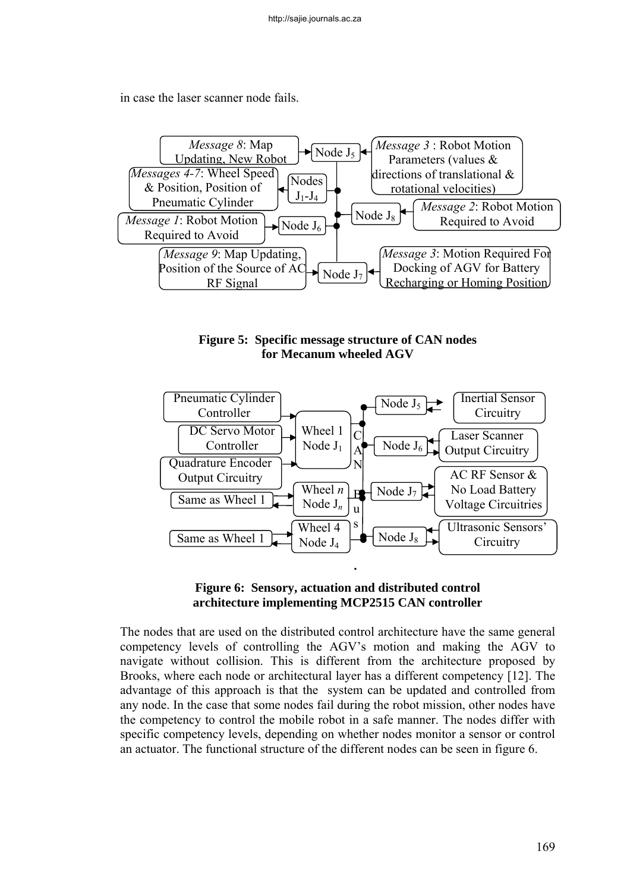in case the laser scanner node fails.

**Figure 5: Specific message structure of CAN nodes for Mecanum wheeled AGV**

**Figure 6: Sensory, actuation and distributed control architecture implementing MCP2515 CAN controller**

The nodes that are used on the distributed control architecture have the same general competency levels of controlling the AGV's motion and making the AGV to navigate without collision. This is different from the architecture proposed by Brooks, where each node or architectural layer has a different competency [12]. The advantage of this approach is that the system can be updated and controlled from any node. In the case that some nodes fail during the robot mission, other nodes have the competency to control the mobile robot in a safe manner. The nodes differ with specific competency levels, depending on whether nodes monitor a sensor or control an actuator. The functional structure of the different nodes can be seen in figure 6.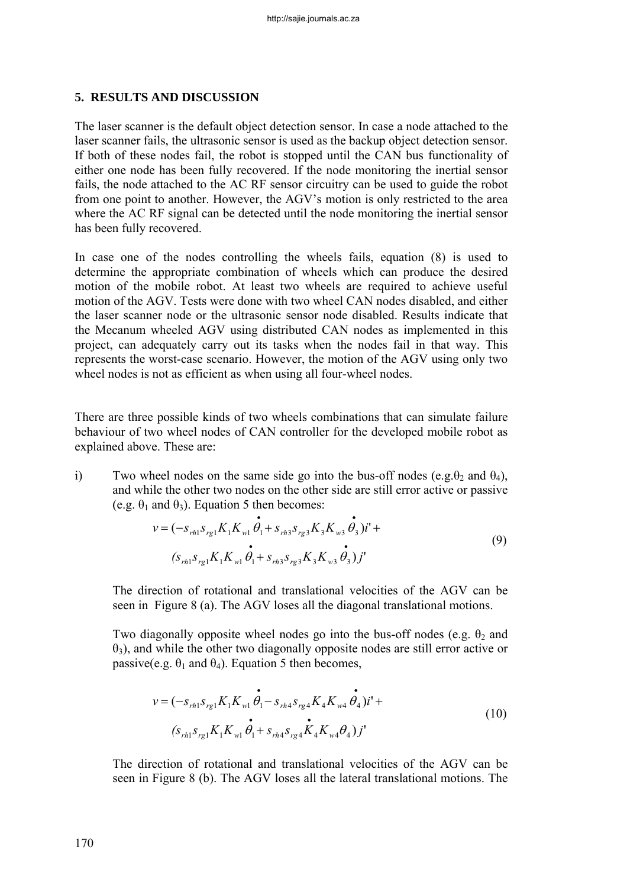## 5. RESULTS AND DISCUSSION

The laser scanner is the default object detection sensor. In case a node attached to the laser scanner fails, the ultrasonic sensor is used as the backup object detection sensor. If both of these nodes fail, the robot is stopped until the CAN bus functionality of either one node has been fully recovered. If the node monitoring the inertial sensor fails, the node attached to the AC RF sensor circuitry can be used to guide the robot from one point to another. However, the AGV's motion is only restricted to the area where the AC RF signal can be detected until the node monitoring the inertial sensor has been fully recovered.

In case one of the nodes controlling the wheels fails, equation (8) is used to determine the appropriate combination of wheels which can produce the desired motion of the mobile robot. At least two wheels are required to achieve useful motion of the AGV. Tests were done with two wheel CAN nodes disabled, and either the laser scanner node or the ultrasonic sensor node disabled. Results indicate that the Mecanum wheeled AGV using distributed CAN nodes as implemented in this project, can adequately carry out its tasks when the nodes fail in that way. This represents the worst-case scenario. However, the motion of the AGV using only two wheel nodes is not as efficient as when using all four-wheel nodes.

There are three possible kinds of two wheels combinations that can simulate failure behaviour of two wheel nodes of CAN controller for the developed mobile robot as explained above. These are:

i) Two wheel nodes on the same side go into the bus-off nodes (e.g. $\theta_2$ and $\theta_4$), and while the other two nodes on the other side are still error active or passive (e.g. $\theta_1$ and $\theta_3$). Equation 5 then becomes:

$$v = (-s_{rh1}s_{rg1}K_1K_{w1}\dot{\theta}_1 + s_{rh3}s_{rg3}K_3K_{w3}\dot{\theta}_3)i' + (s_{rh1}s_{rg1}K_1K_{w1}\dot{\theta}_1 + s_{rh3}s_{rg3}K_3K_{w3}\dot{\theta}_3)j' \tag{9}$$

The direction of rotational and translational velocities of the AGV can be seen in Figure 8 (a). The AGV loses all the diagonal translational motions.

Two diagonally opposite wheel nodes go into the bus-off nodes (e.g. $\theta_2$ and $\theta_3$), and while the other two diagonally opposite nodes are still error active or passive(e.g. $\theta_1$ and $\theta_4$). Equation 5 then becomes,

$$v = (-s_{rh1}s_{rg1}K_1K_{w1}\dot{\theta}_1 - s_{rh4}s_{rg4}K_4K_{w4}\dot{\theta}_4)i' + (s_{rh1}s_{rg1}K_1K_{w1}\dot{\theta}_1 + s_{rh4}s_{rg4}\dot{K}_4K_{w4}\theta_4)j' \tag{10}$$

The direction of rotational and translational velocities of the AGV can be seen in Figure 8 (b). The AGV loses all the lateral translational motions. The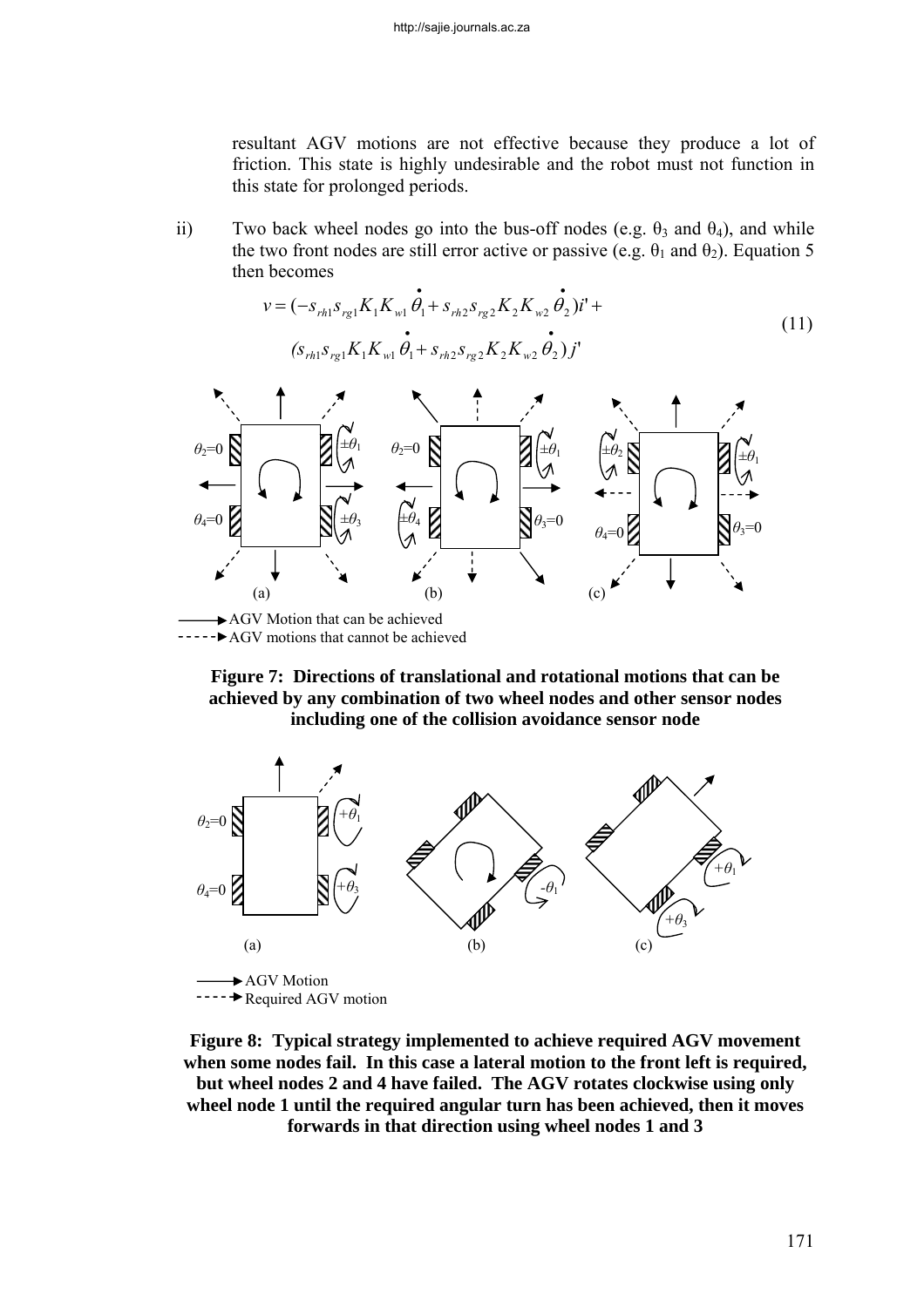resultant AGV motions are not effective because they produce a lot of friction. This state is highly undesirable and the robot must not function in this state for prolonged periods.

ii) Two back wheel nodes go into the bus-off nodes (e.g. $\theta_3$ and $\theta_4$), and while the two front nodes are still error active or passive (e.g. $\theta_1$ and $\theta_2$). Equation 5 then becomes

$$v = (-s_{rh1}s_{rg1}K_1K_{w1}\dot{\theta}_1 + s_{rh2}s_{rg2}K_2K_{w2}\dot{\theta}_2)i' + (s_{rh1}s_{rg1}K_1K_{w1}\dot{\theta}_1 + s_{rh2}s_{rg2}K_2K_{w2}\dot{\theta}_2)j' \tag{11}$$

**Figure 7: Directions of translational and rotational motions that can be achieved by any combination of two wheel nodes and other sensor nodes including one of the collision avoidance sensor node**

**Figure 8: Typical strategy implemented to achieve required AGV movement when some nodes fail. In this case a lateral motion to the front left is required, but wheel nodes 2 and 4 have failed. The AGV rotates clockwise using only wheel node 1 until the required angular turn has been achieved, then it moves forwards in that direction using wheel nodes 1 and 3**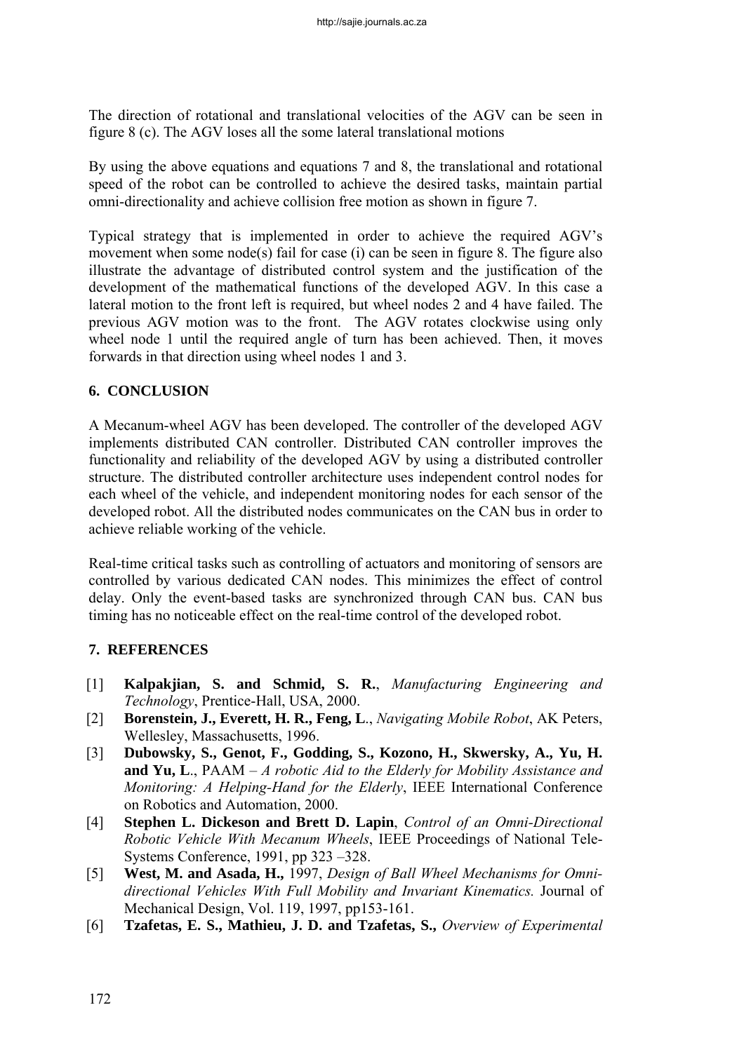The direction of rotational and translational velocities of the AGV can be seen in figure 8 (c). The AGV loses all the some lateral translational motions

By using the above equations and equations 7 and 8, the translational and rotational speed of the robot can be controlled to achieve the desired tasks, maintain partial omni-directionality and achieve collision free motion as shown in figure 7.

Typical strategy that is implemented in order to achieve the required AGV's movement when some node(s) fail for case (i) can be seen in figure 8. The figure also illustrate the advantage of distributed control system and the justification of the development of the mathematical functions of the developed AGV. In this case a lateral motion to the front left is required, but wheel nodes 2 and 4 have failed. The previous AGV motion was to the front. The AGV rotates clockwise using only wheel node 1 until the required angle of turn has been achieved. Then, it moves forwards in that direction using wheel nodes 1 and 3.

## 6. CONCLUSION

A Mecanum-wheel AGV has been developed. The controller of the developed AGV implements distributed CAN controller. Distributed CAN controller improves the functionality and reliability of the developed AGV by using a distributed controller structure. The distributed controller architecture uses independent control nodes for each wheel of the vehicle, and independent monitoring nodes for each sensor of the developed robot. All the distributed nodes communicates on the CAN bus in order to achieve reliable working of the vehicle.

Real-time critical tasks such as controlling of actuators and monitoring of sensors are controlled by various dedicated CAN nodes. This minimizes the effect of control delay. Only the event-based tasks are synchronized through CAN bus. CAN bus timing has no noticeable effect on the real-time control of the developed robot.

## 7. REFERENCES

[1] **Kalpakjian, S. and Schmid, S. R.**, *Manufacturing Engineering and Technology*, Prentice-Hall, USA, 2000.

[2] **Borenstein, J., Everett, H. R., Feng, L**., *Navigating Mobile Robot*, AK Peters, Wellesley, Massachusetts, 1996.

[3] **Dubowsky, S., Genot, F., Godding, S., Kozono, H., Skwersky, A., Yu, H. and Yu, L**., PAAM – *A robotic Aid to the Elderly for Mobility Assistance and Monitoring: A Helping-Hand for the Elderly*, IEEE International Conference on Robotics and Automation, 2000.

[4] **Stephen L. Dickeson and Brett D. Lapin**, *Control of an Omni-Directional Robotic Vehicle With Mecanum Wheels*, IEEE Proceedings of National Tele-Systems Conference, 1991, pp 323 –328.

[5] **West, M. and Asada, H.,** 1997, *Design of Ball Wheel Mechanisms for Omni-directional Vehicles With Full Mobility and Invariant Kinematics.* Journal of Mechanical Design, Vol. 119, 1997, pp153-161.

[6] **Tzafetas, E. S., Mathieu, J. D. and Tzafetas, S.,** *Overview of Experimental*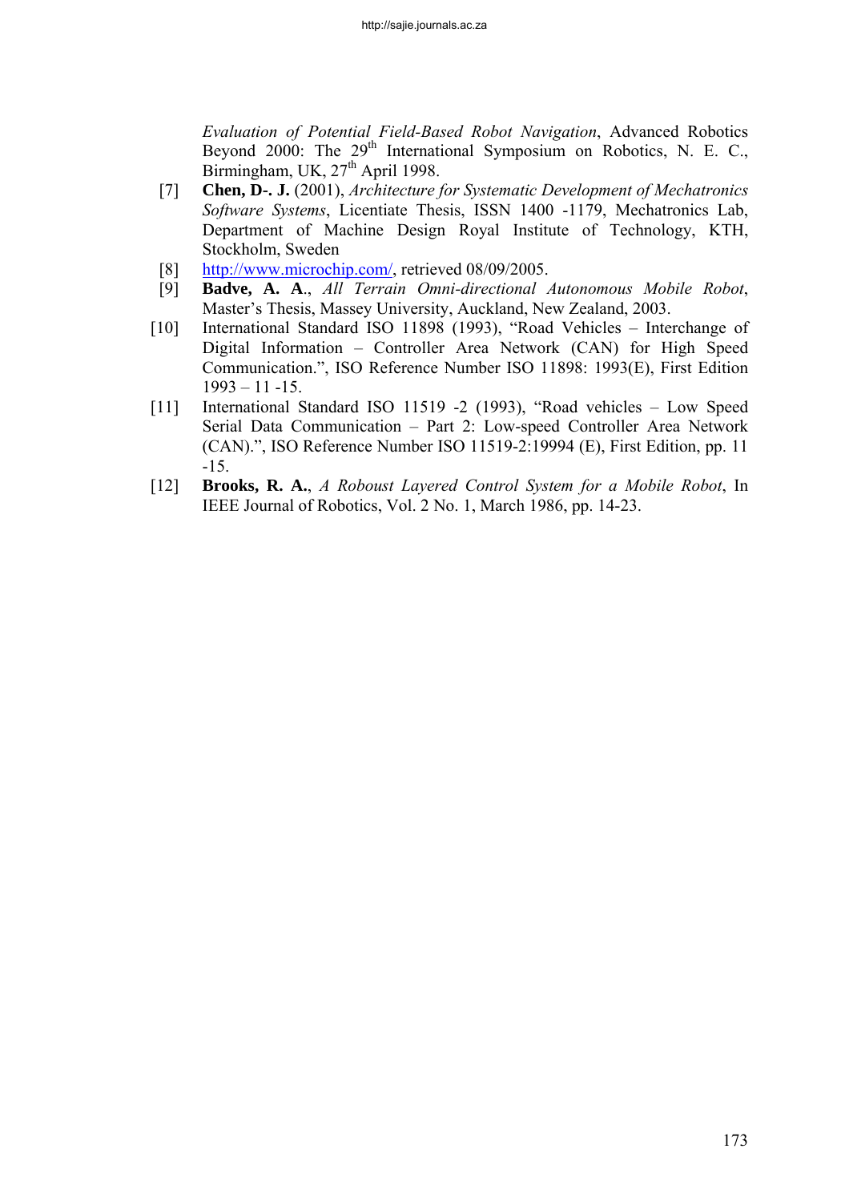*Evaluation of Potential Field-Based Robot Navigation*, Advanced Robotics Beyond 2000: The 29th International Symposium on Robotics, N. E. C., Birmingham, UK, 27th April 1998.

[7] **Chen, D-. J.** (2001), *Architecture for Systematic Development of Mechatronics Software Systems*, Licentiate Thesis, ISSN 1400 -1179, Mechatronics Lab, Department of Machine Design Royal Institute of Technology, KTH, Stockholm, Sweden

[8] http://www.microchip.com/, retrieved 08/09/2005.

[9] **Badve, A. A.**, *All Terrain Omni-directional Autonomous Mobile Robot*, Master's Thesis, Massey University, Auckland, New Zealand, 2003.

[10] International Standard ISO 11898 (1993), "Road Vehicles – Interchange of Digital Information – Controller Area Network (CAN) for High Speed Communication.", ISO Reference Number ISO 11898: 1993(E), First Edition 1993 – 11 -15.

[11] International Standard ISO 11519 -2 (1993), "Road vehicles – Low Speed Serial Data Communication – Part 2: Low-speed Controller Area Network (CAN).", ISO Reference Number ISO 11519-2:19994 (E), First Edition, pp. 11 -15.

[12] **Brooks, R. A.**, *A Roboust Layered Control System for a Mobile Robot*, In IEEE Journal of Robotics, Vol. 2 No. 1, March 1986, pp. 14-23.